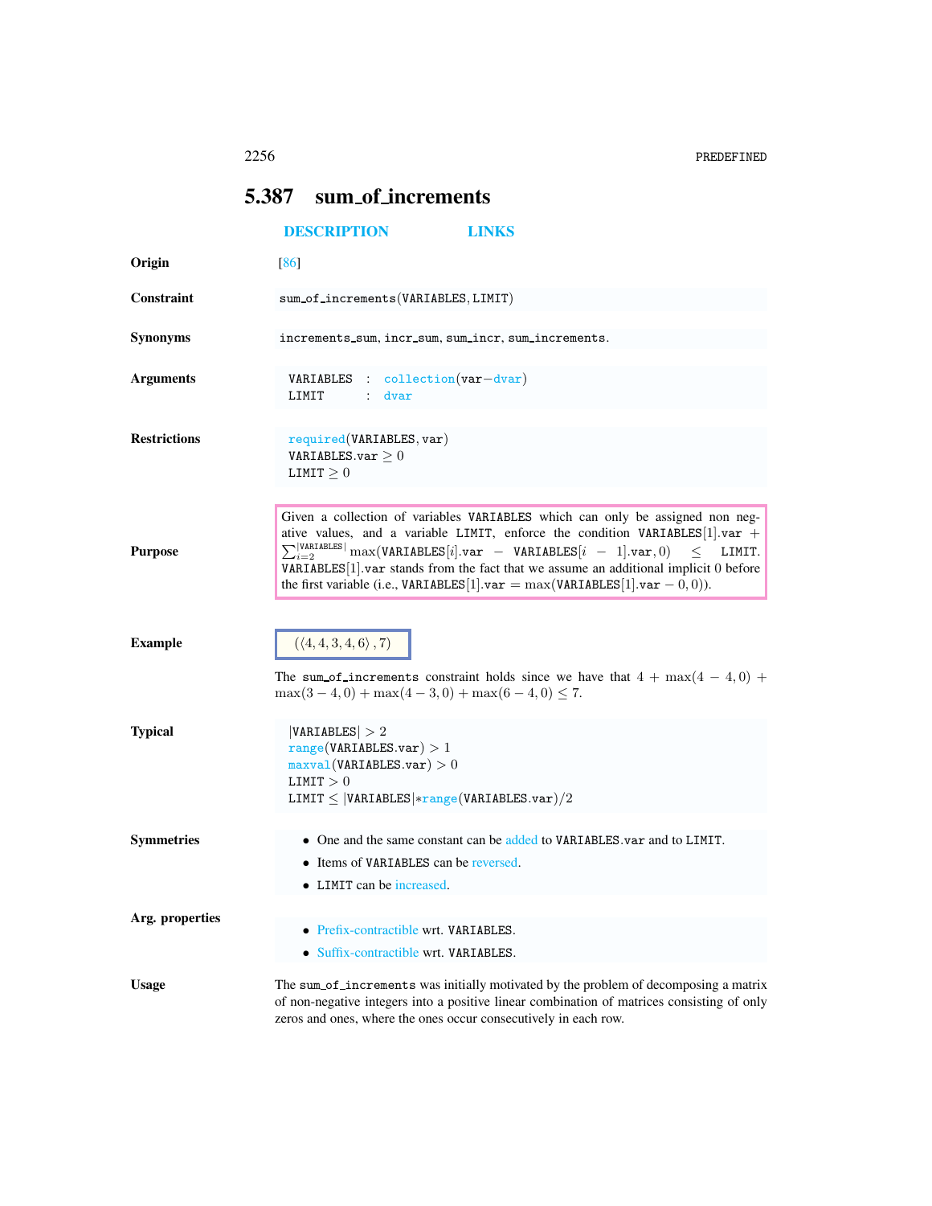## 5.387 sum_of_increments

DESCRIPTION LINKS

**Origin** [86]

**Constraint** sum_of_increments(VARIABLES, LIMIT)

**Synonyms** increments_sum, incr_sum, sum_incr, sum_increments.

**Arguments**

```
VARIABLES : collection(var−dvar)
LIMIT     : dvar
```

**Restrictions**

required(VARIABLES, var)
VARIABLES.var $\geq 0$
LIMIT $\geq 0$

**Purpose**

Given a collection of variables VARIABLES which can only be assigned non negative values, and a variable LIMIT, enforce the condition VARIABLES[1].var + $\sum_{i=2}^{|\text{VARIABLES}|} \max(\text{VARIABLES}[i].\text{var} - \text{VARIABLES}[i-1].\text{var}, 0) \leq$ LIMIT. VARIABLES[1].var stands from the fact that we assume an additional implicit 0 before the first variable (i.e., VARIABLES[1].var $= \max(\text{VARIABLES}[1].\text{var} - 0, 0)$).

**Example**

$(\langle 4, 4, 3, 4, 6\rangle, 7)$

The sum_of_increments constraint holds since we have that $4 + \max(4-4, 0) + \max(3-4, 0) + \max(4-3, 0) + \max(6-4, 0) \leq 7$.

**Typical**

$|\text{VARIABLES}| > 2$
range(VARIABLES.var) $> 1$
maxval(VARIABLES.var) $> 0$
LIMIT $> 0$
LIMIT $\leq$ |VARIABLES|*range(VARIABLES.var)/2

**Symmetries**

- One and the same constant can be added to VARIABLES.var and to LIMIT.
- Items of VARIABLES can be reversed.
- LIMIT can be increased.

**Arg. properties**

- Prefix-contractible wrt. VARIABLES.
- Suffix-contractible wrt. VARIABLES.

**Usage**

The sum_of_increments was initially motivated by the problem of decomposing a matrix of non-negative integers into a positive linear combination of matrices consisting of only zeros and ones, where the ones occur consecutively in each row.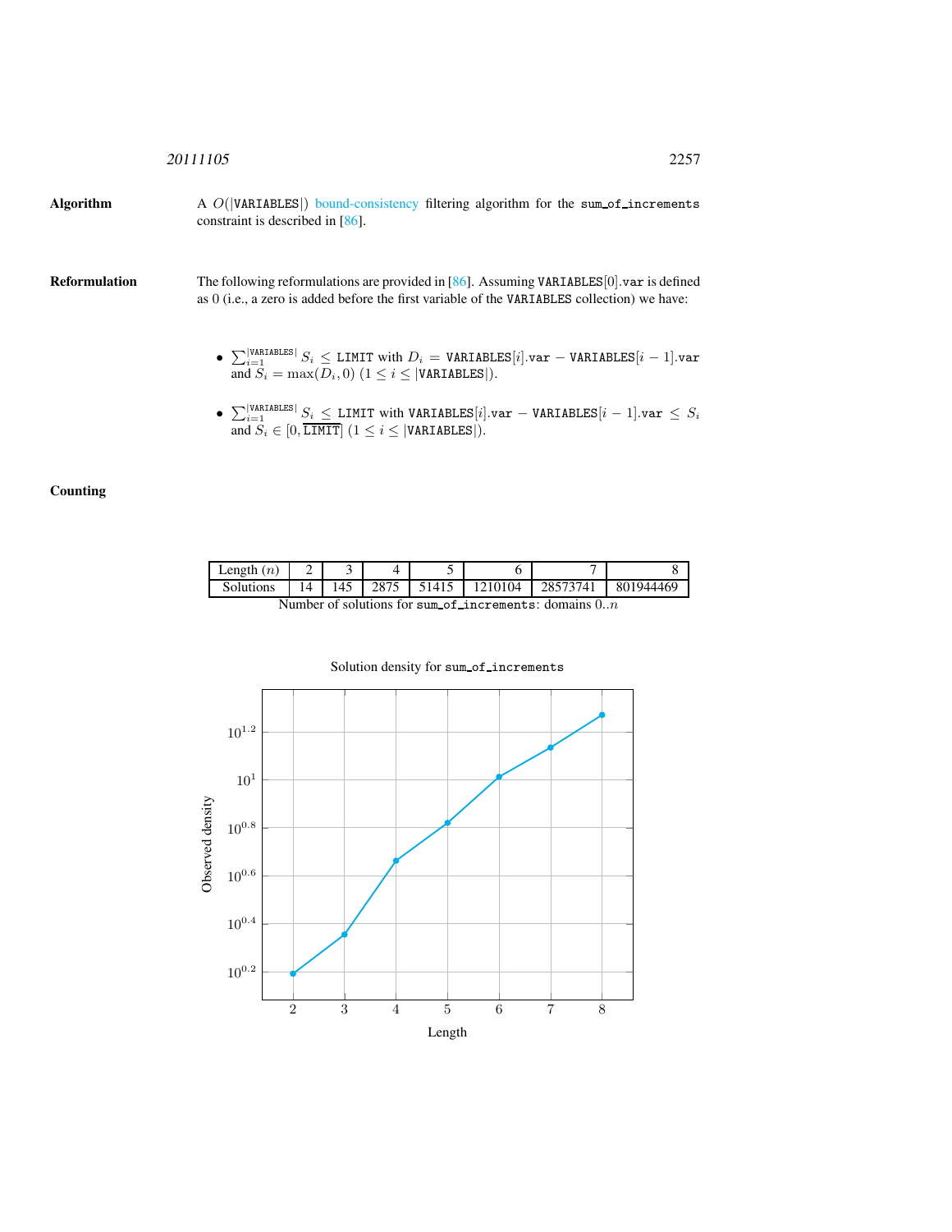**Algorithm**

A $O(|\texttt{VARIABLES}|)$ bound-consistency filtering algorithm for the `sum_of_increments` constraint is described in [86].

**Reformulation**

The following reformulations are provided in [86]. Assuming `VARIABLES`[0].`var` is defined as 0 (i.e., a zero is added before the first variable of the `VARIABLES` collection) we have:

- $\sum_{i=1}^{|\texttt{VARIABLES}|} S_i \leq \texttt{LIMIT}$ with $D_i = \texttt{VARIABLES}[i].\texttt{var} - \texttt{VARIABLES}[i-1].\texttt{var}$ and $S_i = \max(D_i, 0)$ $(1 \leq i \leq |\texttt{VARIABLES}|)$.

- $\sum_{i=1}^{|\texttt{VARIABLES}|} S_i \leq \texttt{LIMIT}$ with $\texttt{VARIABLES}[i].\texttt{var} - \texttt{VARIABLES}[i-1].\texttt{var} \leq S_i$ and $S_i \in [0, \overline{\texttt{LIMIT}}]$ $(1 \leq i \leq |\texttt{VARIABLES}|)$.

**Counting**

| Length ($n$) | 2 | 3 | 4 | 5 | 6 | 7 | 8 |
|---|---|---|---|---|---|---|---|
| Solutions | 14 | 145 | 2875 | 51415 | 1210104 | 28573741 | 801944469 |

Number of solutions for `sum_of_increments`: domains $0..n$

Solution density for `sum_of_increments`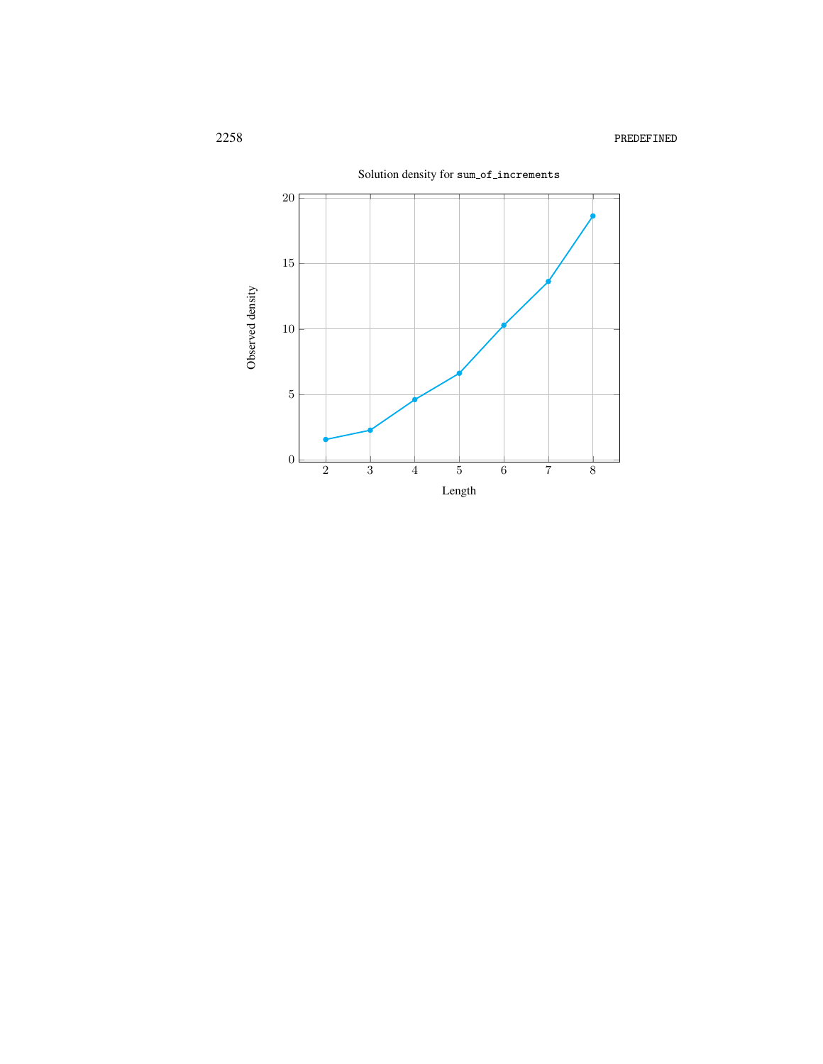Solution density for `sum_of_increments`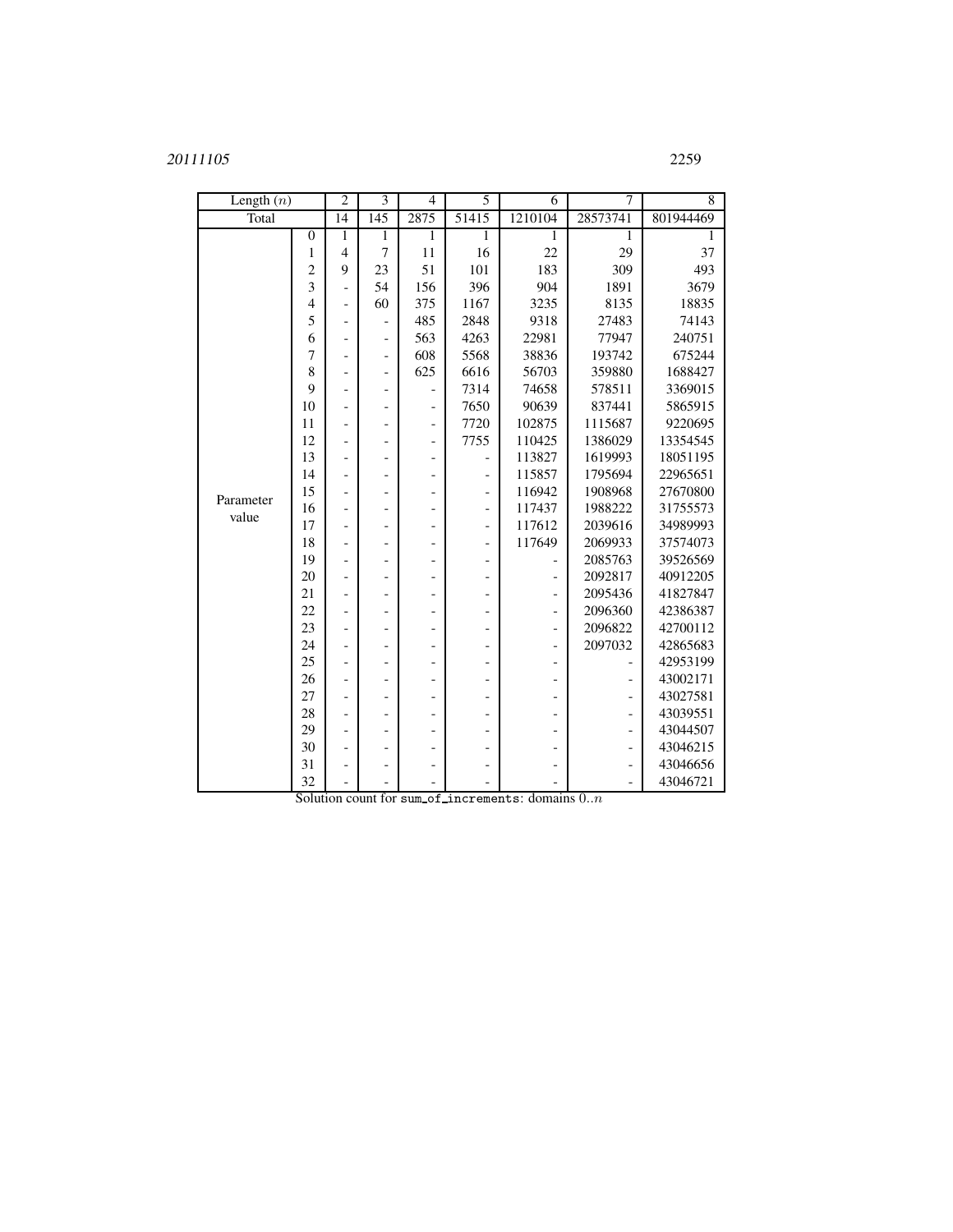| Length ($n$) | | 2 | 3 | 4 | 5 | 6 | 7 | 8 |
|---|---|---|---|---|---|---|---|---|
| Total | | 14 | 145 | 2875 | 51415 | 1210104 | 28573741 | 801944469 |
| Parameter value | 0 | 1 | 1 | 1 | 1 | 1 | 1 | 1 |
| | 1 | 4 | 7 | 11 | 16 | 22 | 29 | 37 |
| | 2 | 9 | 23 | 51 | 101 | 183 | 309 | 493 |
| | 3 | - | 54 | 156 | 396 | 904 | 1891 | 3679 |
| | 4 | - | 60 | 375 | 1167 | 3235 | 8135 | 18835 |
| | 5 | - | - | 485 | 2848 | 9318 | 27483 | 74143 |
| | 6 | - | - | 563 | 4263 | 22981 | 77947 | 240751 |
| | 7 | - | - | 608 | 5568 | 38836 | 193742 | 675244 |
| | 8 | - | - | 625 | 6616 | 56703 | 359880 | 1688427 |
| | 9 | - | - | - | 7314 | 74658 | 578511 | 3369015 |
| | 10 | - | - | - | 7650 | 90639 | 837441 | 5865915 |
| | 11 | - | - | - | 7720 | 102875 | 1115687 | 9220695 |
| | 12 | - | - | - | 7755 | 110425 | 1386029 | 13354545 |
| | 13 | - | - | - | - | 113827 | 1619993 | 18051195 |
| | 14 | - | - | - | - | 115857 | 1795694 | 22965651 |
| | 15 | - | - | - | - | 116942 | 1908968 | 27670800 |
| | 16 | - | - | - | - | 117437 | 1988222 | 31755573 |
| | 17 | - | - | - | - | 117612 | 2039616 | 34989993 |
| | 18 | - | - | - | - | 117649 | 2069933 | 37574073 |
| | 19 | - | - | - | - | - | 2085763 | 39526569 |
| | 20 | - | - | - | - | - | 2092817 | 40912205 |
| | 21 | - | - | - | - | - | 2095436 | 41827847 |
| | 22 | - | - | - | - | - | 2096360 | 42386387 |
| | 23 | - | - | - | - | - | 2096822 | 42700112 |
| | 24 | - | - | - | - | - | 2097032 | 42865683 |
| | 25 | - | - | - | - | - | - | 42953199 |
| | 26 | - | - | - | - | - | - | 43002171 |
| | 27 | - | - | - | - | - | - | 43027581 |
| | 28 | - | - | - | - | - | - | 43039551 |
| | 29 | - | - | - | - | - | - | 43044507 |
| | 30 | - | - | - | - | - | - | 43046215 |
| | 31 | - | - | - | - | - | - | 43046656 |
| | 32 | - | - | - | - | - | - | 43046721 |

Solution count for sum_of_increments: domains $0..n$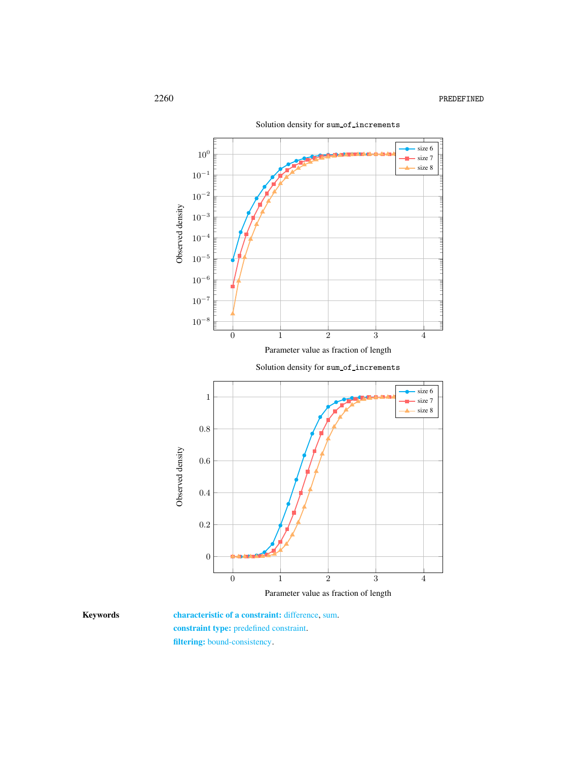Solution density for sum_of_increments

Solution density for sum_of_increments

**Keywords** **characteristic of a constraint:** difference, sum.
**constraint type:** predefined constraint.
**filtering:** bound-consistency.